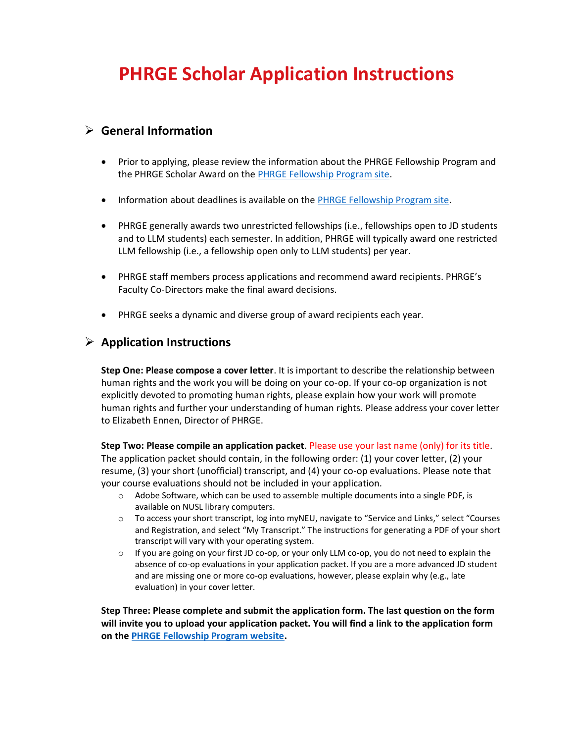# PHRGE Scholar Application Instructions

## General Information

- Prior to applying, please review the information about the PHRGE Fellowship Program and the PHRGE Scholar Award on the PHRGE Fellowship Program site.
- Information about deadlines is available on the PHRGE Fellowship Program site.
- PHRGE generally awards two unrestricted fellowships (i.e., fellowships open to JD students and to LLM students) each semester. In addition, PHRGE will typically award one restricted LLM fellowship (i.e., a fellowship open only to LLM students) per year.
- PHRGE staff members process applications and recommend award recipients. PHRGE's Faculty Co-Directors make the final award decisions.
- PHRGE seeks a dynamic and diverse group of award recipients each year.

## Application Instructions

**Step One: Please compose a cover letter**. It is important to describe the relationship between human rights and the work you will be doing on your co-op. If your co-op organization is not explicitly devoted to promoting human rights, please explain how your work will promote human rights and further your understanding of human rights. Please address your cover letter to Elizabeth Ennen, Director of PHRGE.

**Step Two: Please compile an application packet**. Please use your last name (only) for its title. The application packet should contain, in the following order: (1) your cover letter, (2) your resume, (3) your short (unofficial) transcript, and (4) your co-op evaluations. Please note that your course evaluations should not be included in your application.

- Adobe Software, which can be used to assemble multiple documents into a single PDF, is available on NUSL library computers.
- To access your short transcript, log into myNEU, navigate to "Service and Links," select "Courses and Registration, and select "My Transcript." The instructions for generating a PDF of your short transcript will vary with your operating system.
- If you are going on your first JD co-op, or your only LLM co-op, you do not need to explain the absence of co-op evaluations in your application packet. If you are a more advanced JD student and are missing one or more co-op evaluations, however, please explain why (e.g., late evaluation) in your cover letter.

**Step Three: Please complete and submit the application form. The last question on the form will invite you to upload your application packet. You will find a link to the application form on the PHRGE Fellowship Program website.**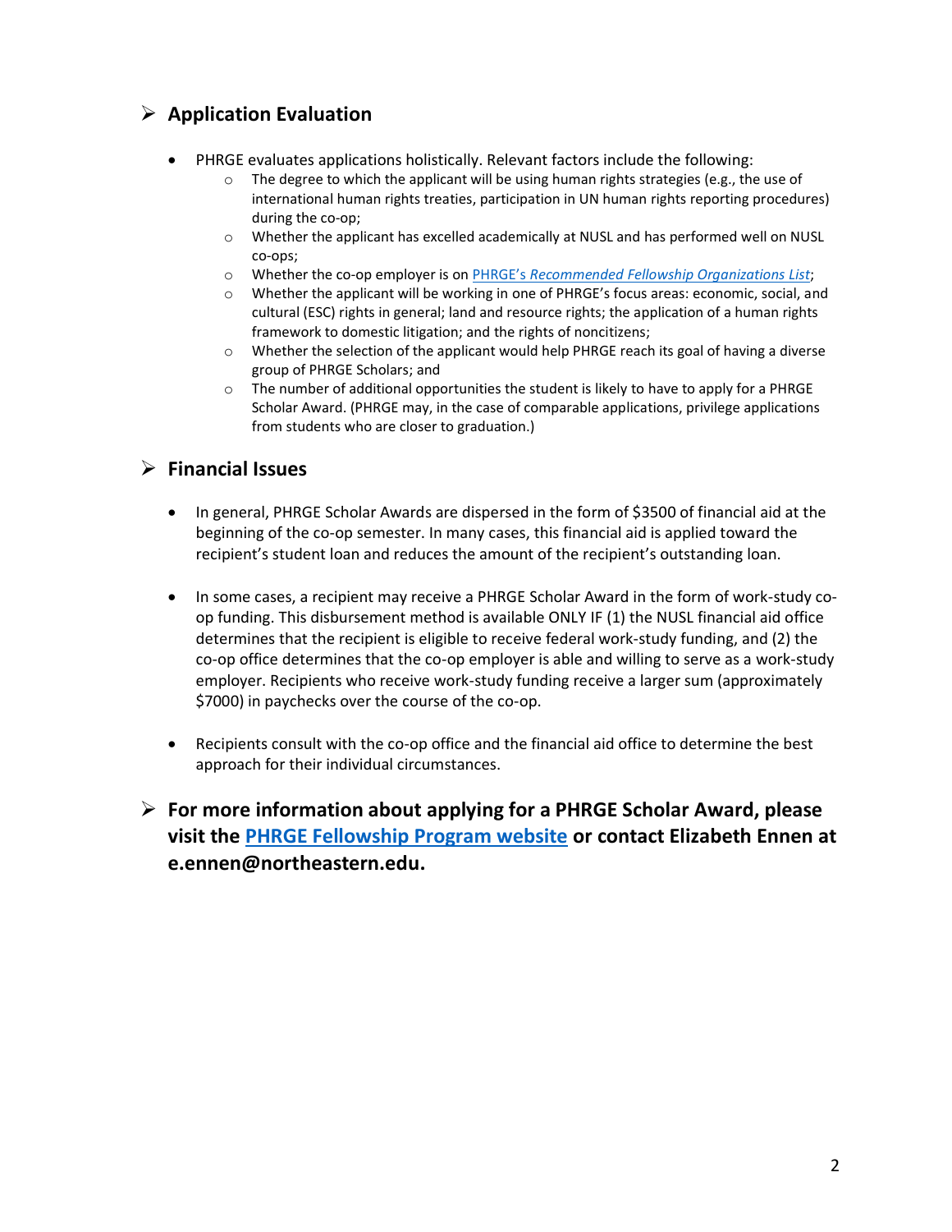## Application Evaluation

- PHRGE evaluates applications holistically. Relevant factors include the following:
  - The degree to which the applicant will be using human rights strategies (e.g., the use of international human rights treaties, participation in UN human rights reporting procedures) during the co-op;
  - Whether the applicant has excelled academically at NUSL and has performed well on NUSL co-ops;
  - Whether the co-op employer is on PHRGE's *Recommended Fellowship Organizations List*;
  - Whether the applicant will be working in one of PHRGE's focus areas: economic, social, and cultural (ESC) rights in general; land and resource rights; the application of a human rights framework to domestic litigation; and the rights of noncitizens;
  - Whether the selection of the applicant would help PHRGE reach its goal of having a diverse group of PHRGE Scholars; and
  - The number of additional opportunities the student is likely to have to apply for a PHRGE Scholar Award. (PHRGE may, in the case of comparable applications, privilege applications from students who are closer to graduation.)

## Financial Issues

- In general, PHRGE Scholar Awards are dispersed in the form of $3500 of financial aid at the beginning of the co-op semester. In many cases, this financial aid is applied toward the recipient's student loan and reduces the amount of the recipient's outstanding loan.

- In some cases, a recipient may receive a PHRGE Scholar Award in the form of work-study co-op funding. This disbursement method is available ONLY IF (1) the NUSL financial aid office determines that the recipient is eligible to receive federal work-study funding, and (2) the co-op office determines that the co-op employer is able and willing to serve as a work-study employer. Recipients who receive work-study funding receive a larger sum (approximately $7000) in paychecks over the course of the co-op.

- Recipients consult with the co-op office and the financial aid office to determine the best approach for their individual circumstances.

## For more information about applying for a PHRGE Scholar Award, please visit the PHRGE Fellowship Program website or contact Elizabeth Ennen at e.ennen@northeastern.edu.